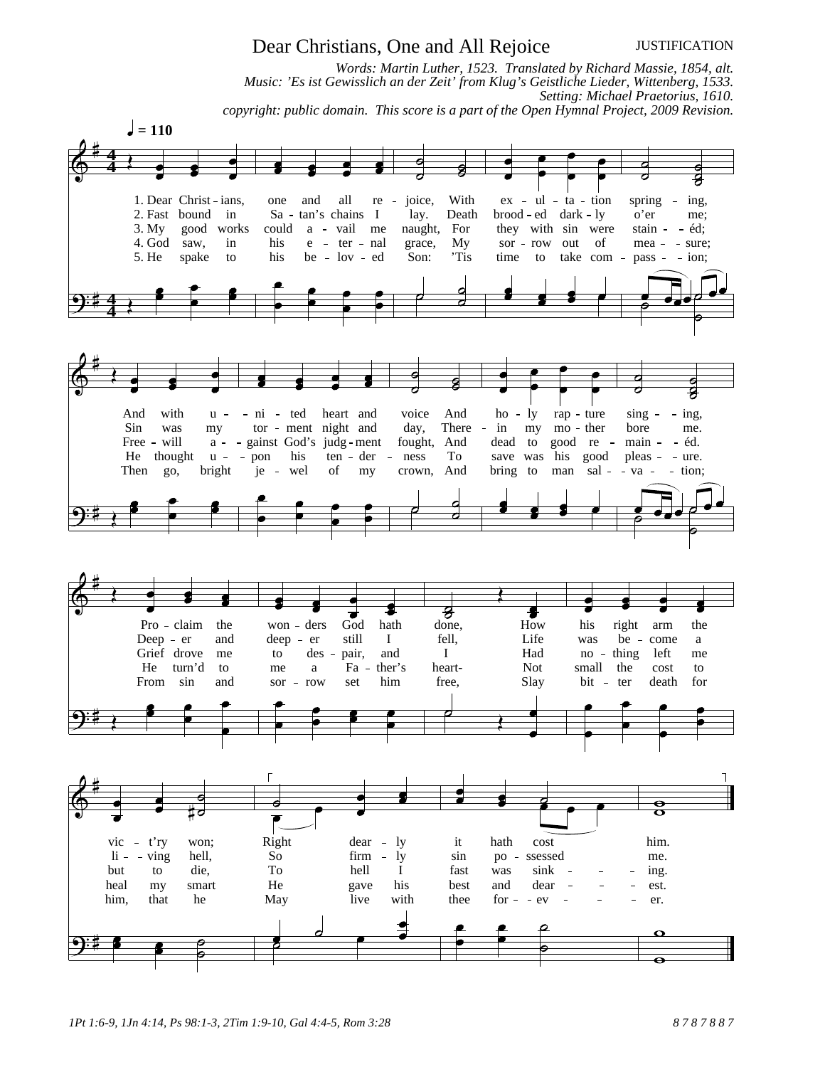# Dear Christians, One and All Rejoice

JUSTIFICATION

*Words: Martin Luther, 1523. Translated by Richard Massie, 1854, alt.*
*Music: 'Es ist Gewisslich an der Zeit' from Klug's Geistliche Lieder, Wittenberg, 1533.*
*Setting: Michael Praetorius, 1610.*
*copyright: public domain. This score is a part of the Open Hymnal Project, 2009 Revision.*

♩ = 110

1. Dear Christians, one and all rejoice, With exultation springing, And with united heart and voice And holy rapture singing, Proclaim the wonders God hath done, How his right arm the vict'ry won; Right dearly it hath cost him.

2. Fast bound in Satan's chains I lay. Death brooded darkly o'er me; Sin was my torment night and day, Therein my mother bore me. Deeper and deeper still I fell, Life was become a living hell, So firmly sin possessed me.

3. My good works could avail me naught, For they with sin were stainéd; Free-will against God's judgment fought, And dead to good remainéd. Grief drove me to despair, and I Had nothing left me but to die, To hell I fast was sinking.

4. God saw, in his eternal grace, My sorrow out of measure; He thought upon his tenderness To save was his good pleasure. He turn'd to me a Father's heart-Not small the cost to heal my smart He gave his best and dearest.

5. He spake to his beloved Son: 'Tis time to take compassion; Then go, bright jewel of my crown, And bring to man salvation; From sin and sorrow set him free, Slay bitter death for him, that he May live with thee forever.

*1Pt 1:6-9, 1Jn 4:14, Ps 98:1-3, 2Tim 1:9-10, Gal 4:4-5, Rom 3:28*

*8 7 8 7 8 8 7*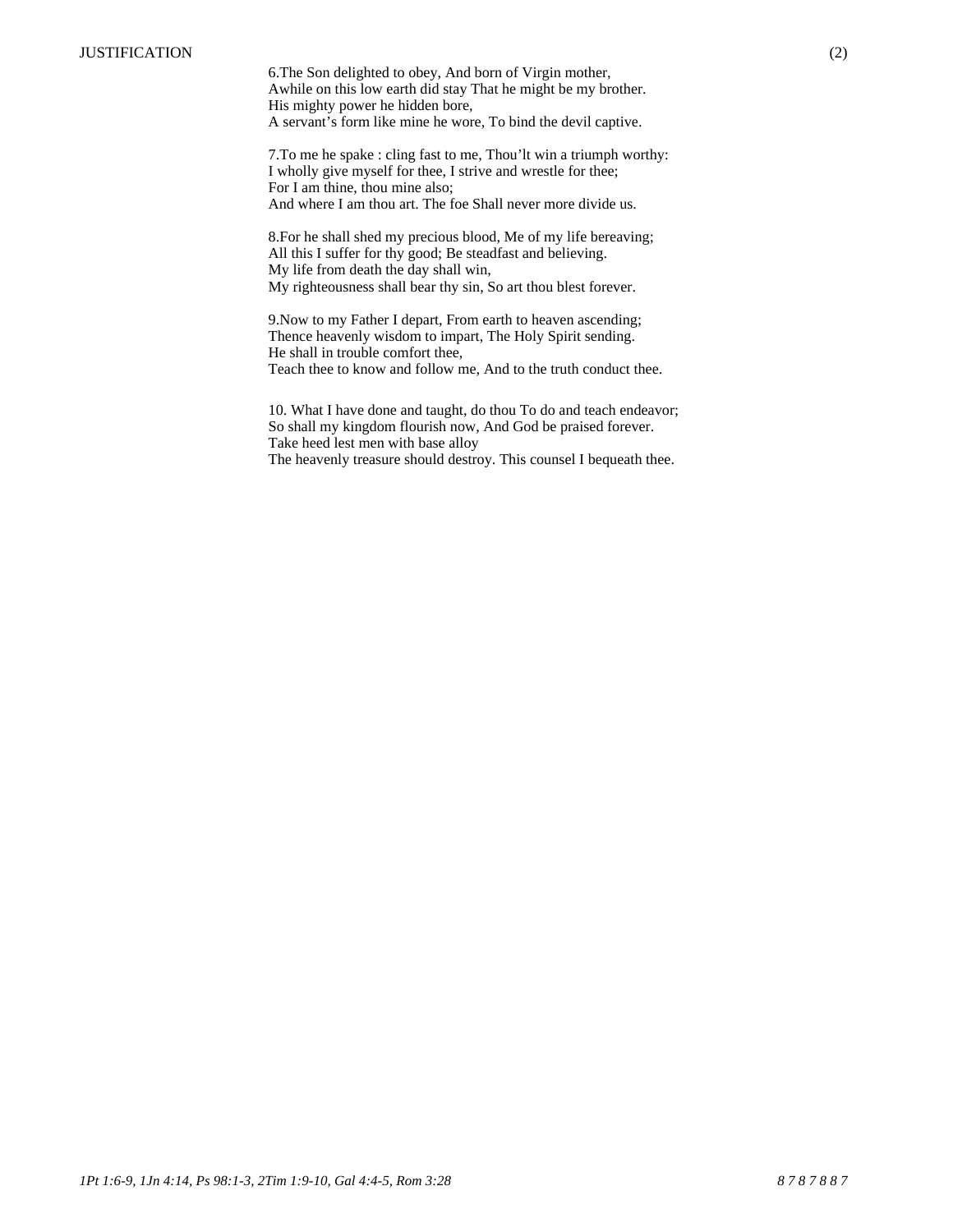6.The Son delighted to obey, And born of Virgin mother,
Awhile on this low earth did stay That he might be my brother.
His mighty power he hidden bore,
A servant's form like mine he wore, To bind the devil captive.

7.To me he spake : cling fast to me, Thou'lt win a triumph worthy:
I wholly give myself for thee, I strive and wrestle for thee;
For I am thine, thou mine also;
And where I am thou art. The foe Shall never more divide us.

8.For he shall shed my precious blood, Me of my life bereaving;
All this I suffer for thy good; Be steadfast and believing.
My life from death the day shall win,
My righteousness shall bear thy sin, So art thou blest forever.

9.Now to my Father I depart, From earth to heaven ascending;
Thence heavenly wisdom to impart, The Holy Spirit sending.
He shall in trouble comfort thee,
Teach thee to know and follow me, And to the truth conduct thee.

10. What I have done and taught, do thou To do and teach endeavor;
So shall my kingdom flourish now, And God be praised forever.
Take heed lest men with base alloy
The heavenly treasure should destroy. This counsel I bequeath thee.

*1Pt 1:6-9, 1Jn 4:14, Ps 98:1-3, 2Tim 1:9-10, Gal 4:4-5, Rom 3:28* *8 7 8 7 8 8 7*